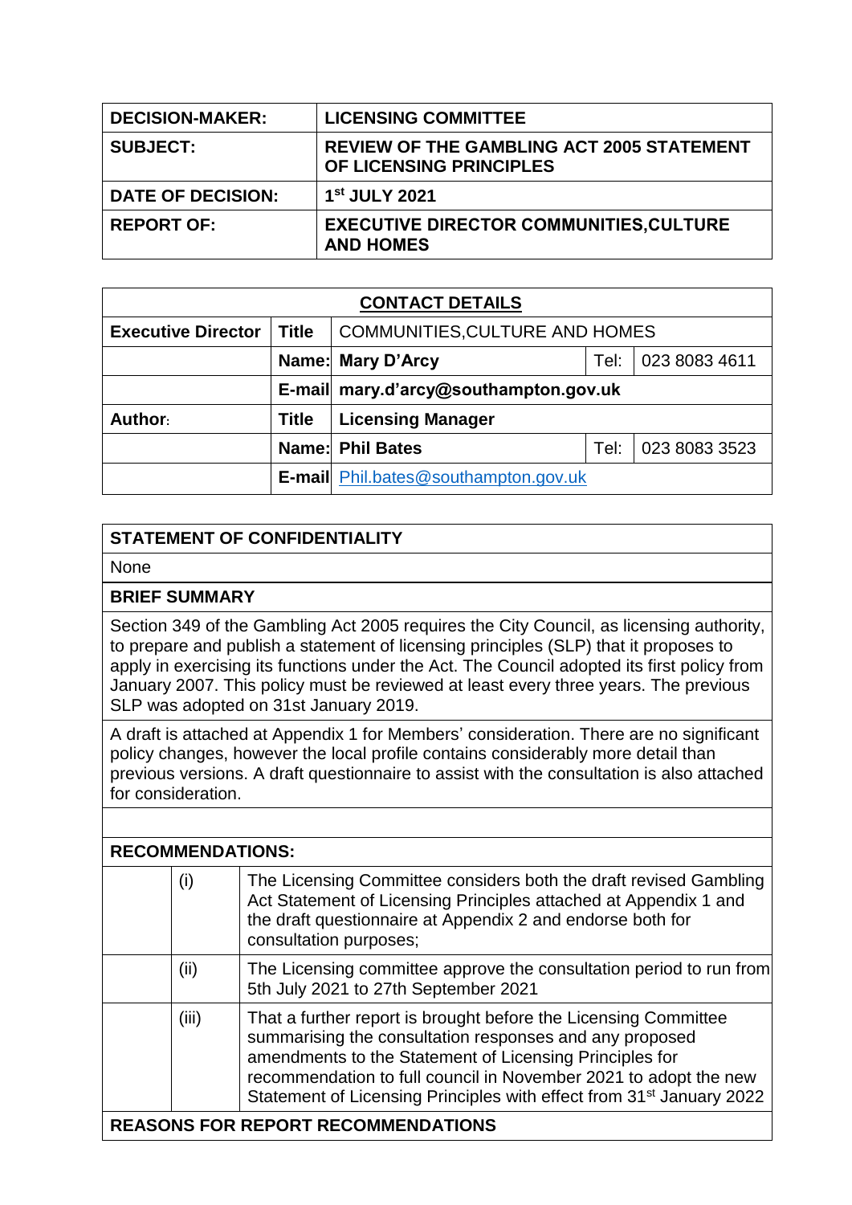| | |
|---|---|
| **DECISION-MAKER:** | **LICENSING COMMITTEE** |
| **SUBJECT:** | **REVIEW OF THE GAMBLING ACT 2005 STATEMENT OF LICENSING PRINCIPLES** |
| **DATE OF DECISION:** | **1st JULY 2021** |
| **REPORT OF:** | **EXECUTIVE DIRECTOR COMMUNITIES,CULTURE AND HOMES** |

| **CONTACT DETAILS** | | | | |
|---|---|---|---|---|
| **Executive Director** | **Title** | COMMUNITIES,CULTURE AND HOMES | | |
| | **Name:** | **Mary D'Arcy** | Tel: | 023 8083 4611 |
| | **E-mail** | **mary.d'arcy@southampton.gov.uk** | | |
| **Author:** | **Title** | **Licensing Manager** | | |
| | **Name:** | **Phil Bates** | Tel: | 023 8083 3523 |
| | **E-mail** | Phil.bates@southampton.gov.uk | | |

**STATEMENT OF CONFIDENTIALITY**

None

**BRIEF SUMMARY**

Section 349 of the Gambling Act 2005 requires the City Council, as licensing authority, to prepare and publish a statement of licensing principles (SLP) that it proposes to apply in exercising its functions under the Act. The Council adopted its first policy from January 2007. This policy must be reviewed at least every three years. The previous SLP was adopted on 31st January 2019.

A draft is attached at Appendix 1 for Members' consideration. There are no significant policy changes, however the local profile contains considerably more detail than previous versions. A draft questionnaire to assist with the consultation is also attached for consideration.

**RECOMMENDATIONS:**

| | |
|---|---|
| (i) | The Licensing Committee considers both the draft revised Gambling Act Statement of Licensing Principles attached at Appendix 1 and the draft questionnaire at Appendix 2 and endorse both for consultation purposes; |
| (ii) | The Licensing committee approve the consultation period to run from 5th July 2021 to 27th September 2021 |
| (iii) | That a further report is brought before the Licensing Committee summarising the consultation responses and any proposed amendments to the Statement of Licensing Principles for recommendation to full council in November 2021 to adopt the new Statement of Licensing Principles with effect from 31st January 2022 |

**REASONS FOR REPORT RECOMMENDATIONS**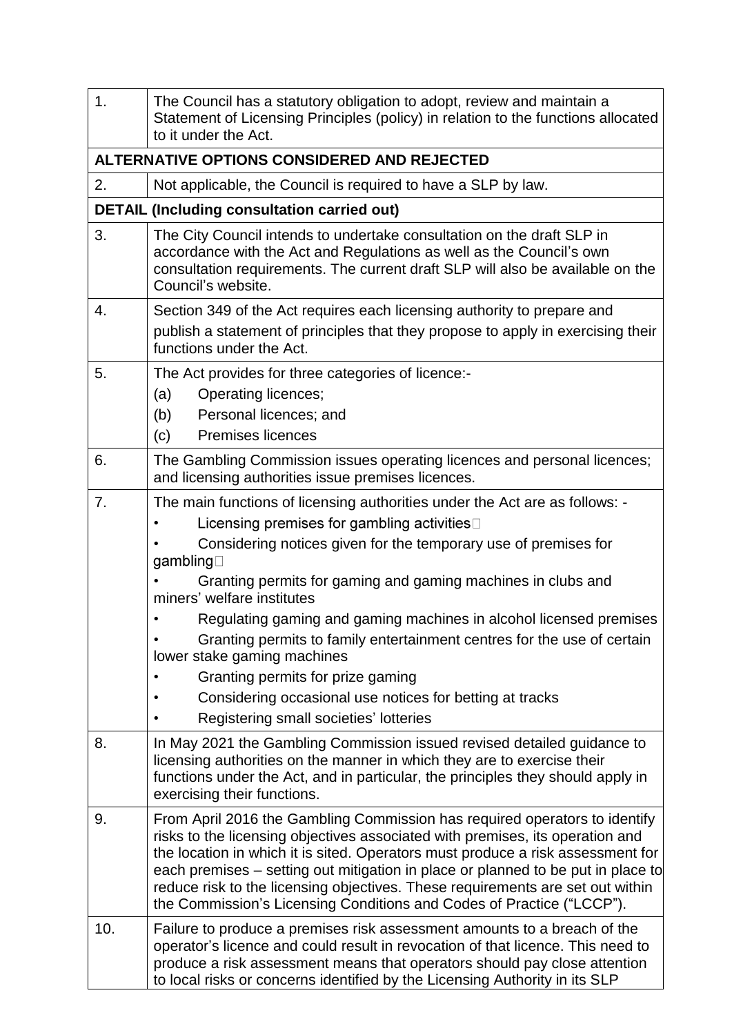| | |
|---|---|
| 1. | The Council has a statutory obligation to adopt, review and maintain a Statement of Licensing Principles (policy) in relation to the functions allocated to it under the Act. |
| **ALTERNATIVE OPTIONS CONSIDERED AND REJECTED** | |
| 2. | Not applicable, the Council is required to have a SLP by law. |
| **DETAIL (Including consultation carried out)** | |
| 3. | The City Council intends to undertake consultation on the draft SLP in accordance with the Act and Regulations as well as the Council's own consultation requirements. The current draft SLP will also be available on the Council's website. |
| 4. | Section 349 of the Act requires each licensing authority to prepare and publish a statement of principles that they propose to apply in exercising their functions under the Act. |
| 5. | The Act provides for three categories of licence:-<br>(a) Operating licences;<br>(b) Personal licences; and<br>(c) Premises licences |
| 6. | The Gambling Commission issues operating licences and personal licences; and licensing authorities issue premises licences. |
| 7. | The main functions of licensing authorities under the Act are as follows: -<br>• Licensing premises for gambling activities<br>• Considering notices given for the temporary use of premises for gambling<br>• Granting permits for gaming and gaming machines in clubs and miners' welfare institutes<br>• Regulating gaming and gaming machines in alcohol licensed premises<br>• Granting permits to family entertainment centres for the use of certain lower stake gaming machines<br>• Granting permits for prize gaming<br>• Considering occasional use notices for betting at tracks<br>• Registering small societies' lotteries |
| 8. | In May 2021 the Gambling Commission issued revised detailed guidance to licensing authorities on the manner in which they are to exercise their functions under the Act, and in particular, the principles they should apply in exercising their functions. |
| 9. | From April 2016 the Gambling Commission has required operators to identify risks to the licensing objectives associated with premises, its operation and the location in which it is sited. Operators must produce a risk assessment for each premises – setting out mitigation in place or planned to be put in place to reduce risk to the licensing objectives. These requirements are set out within the Commission's Licensing Conditions and Codes of Practice ("LCCP"). |
| 10. | Failure to produce a premises risk assessment amounts to a breach of the operator's licence and could result in revocation of that licence. This need to produce a risk assessment means that operators should pay close attention to local risks or concerns identified by the Licensing Authority in its SLP |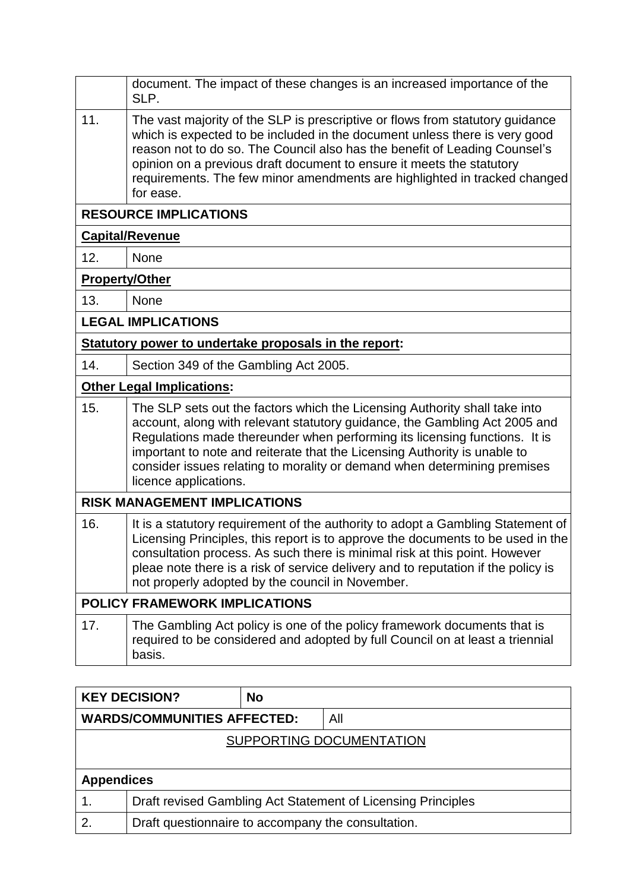| | |
|---|---|
| | document. The impact of these changes is an increased importance of the SLP. |
| 11. | The vast majority of the SLP is prescriptive or flows from statutory guidance which is expected to be included in the document unless there is very good reason not to do so. The Council also has the benefit of Leading Counsel's opinion on a previous draft document to ensure it meets the statutory requirements. The few minor amendments are highlighted in tracked changed for ease. |
| **RESOURCE IMPLICATIONS** | |
| **Capital/Revenue** | |
| 12. | None |
| **Property/Other** | |
| 13. | None |
| **LEGAL IMPLICATIONS** | |
| **Statutory power to undertake proposals in the report:** | |
| 14. | Section 349 of the Gambling Act 2005. |
| **Other Legal Implications:** | |
| 15. | The SLP sets out the factors which the Licensing Authority shall take into account, along with relevant statutory guidance, the Gambling Act 2005 and Regulations made thereunder when performing its licensing functions. It is important to note and reiterate that the Licensing Authority is unable to consider issues relating to morality or demand when determining premises licence applications. |
| **RISK MANAGEMENT IMPLICATIONS** | |
| 16. | It is a statutory requirement of the authority to adopt a Gambling Statement of Licensing Principles, this report is to approve the documents to be used in the consultation process. As such there is minimal risk at this point. However pleae note there is a risk of service delivery and to reputation if the policy is not properly adopted by the council in November. |
| **POLICY FRAMEWORK IMPLICATIONS** | |
| 17. | The Gambling Act policy is one of the policy framework documents that is required to be considered and adopted by full Council on at least a triennial basis. |

| | | |
|---|---|---|
| **KEY DECISION?** | **No** | |
| **WARDS/COMMUNITIES AFFECTED:** | | All |

SUPPORTING DOCUMENTATION

| **Appendices** | |
|---|---|
| 1. | Draft revised Gambling Act Statement of Licensing Principles |
| 2. | Draft questionnaire to accompany the consultation. |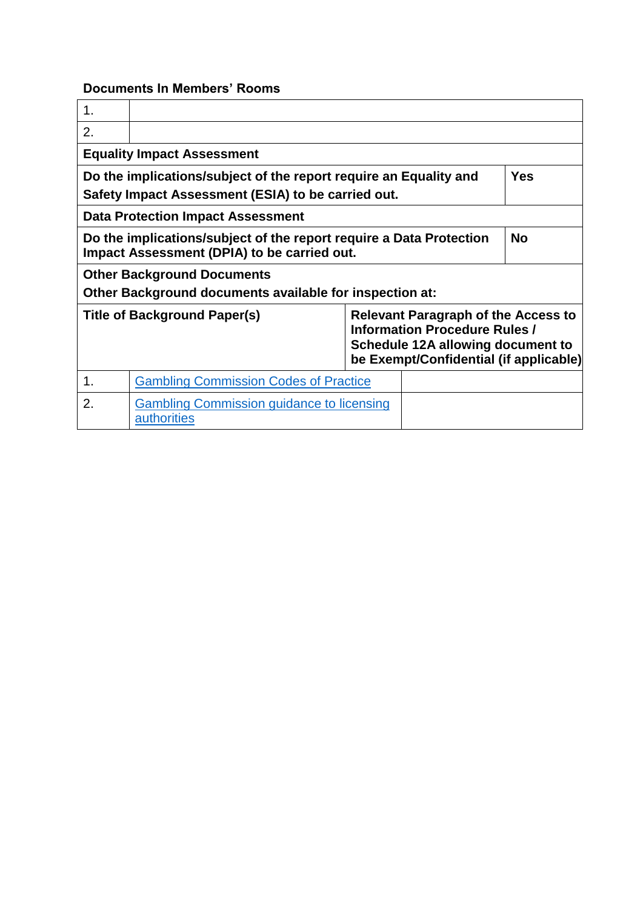**Documents In Members' Rooms**

| | |
|---|---|
| 1. | |
| 2. | |

| | |
|---|---|
| **Equality Impact Assessment** | |
| **Do the implications/subject of the report require an Equality and Safety Impact Assessment (ESIA) to be carried out.** | **Yes** |
| **Data Protection Impact Assessment** | |
| **Do the implications/subject of the report require a Data Protection Impact Assessment (DPIA) to be carried out.** | **No** |

**Other Background Documents**

**Other Background documents available for inspection at:**

| **Title of Background Paper(s)** | | **Relevant Paragraph of the Access to Information Procedure Rules / Schedule 12A allowing document to be Exempt/Confidential (if applicable)** |
|---|---|---|
| 1. | Gambling Commission Codes of Practice | |
| 2. | Gambling Commission guidance to licensing authorities | |